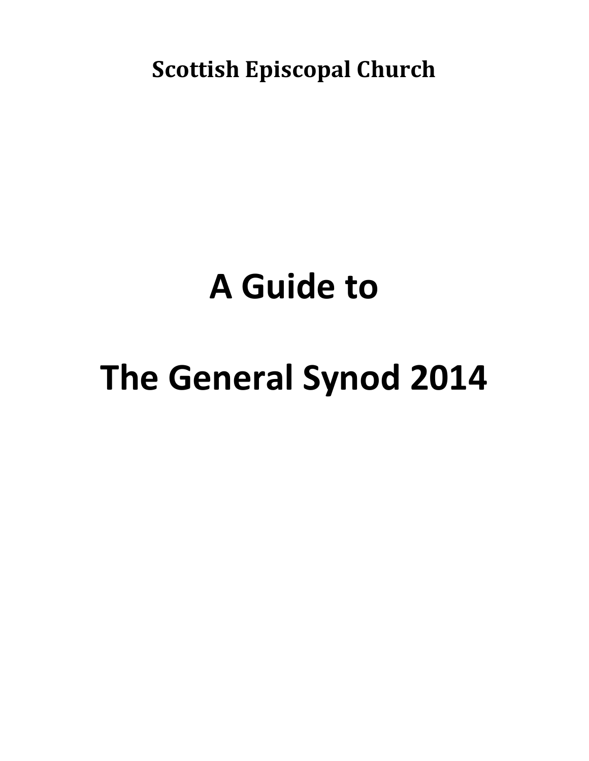**Scottish Episcopal Church**

# A Guide to

# The General Synod 2014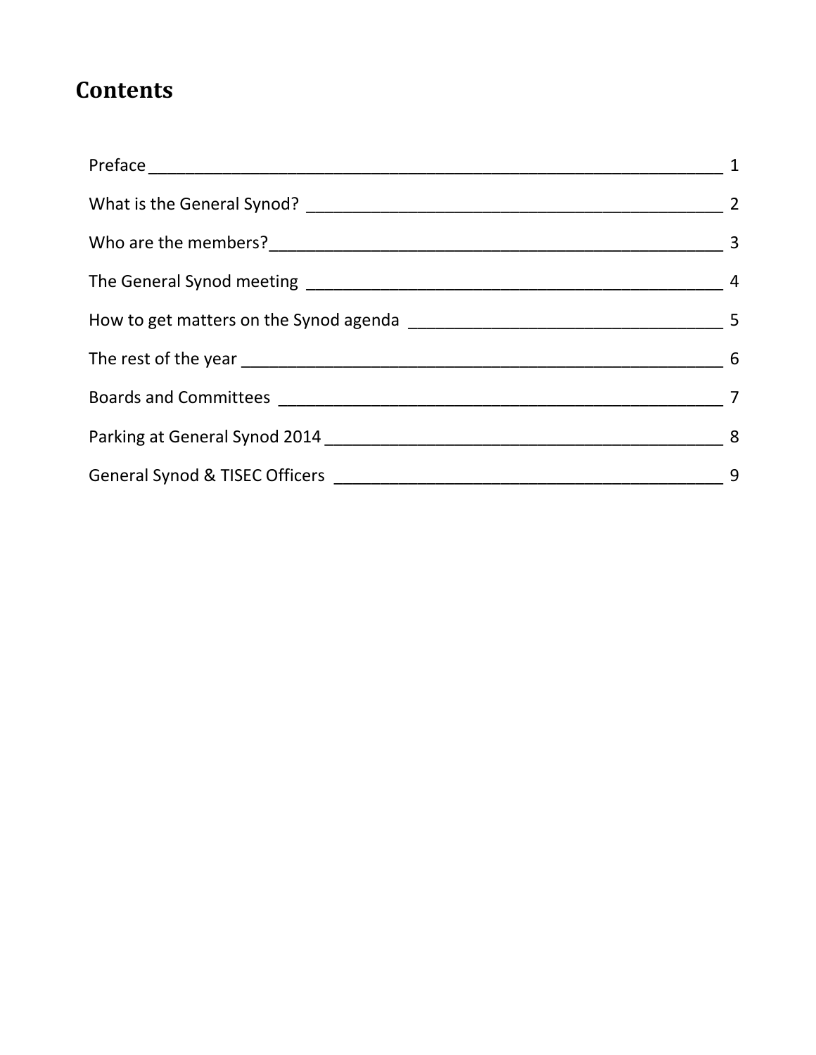# Contents

| | |
|---|---|
| Preface | 1 |
| What is the General Synod? | 2 |
| Who are the members? | 3 |
| The General Synod meeting | 4 |
| How to get matters on the Synod agenda | 5 |
| The rest of the year | 6 |
| Boards and Committees | 7 |
| Parking at General Synod 2014 | 8 |
| General Synod & TISEC Officers | 9 |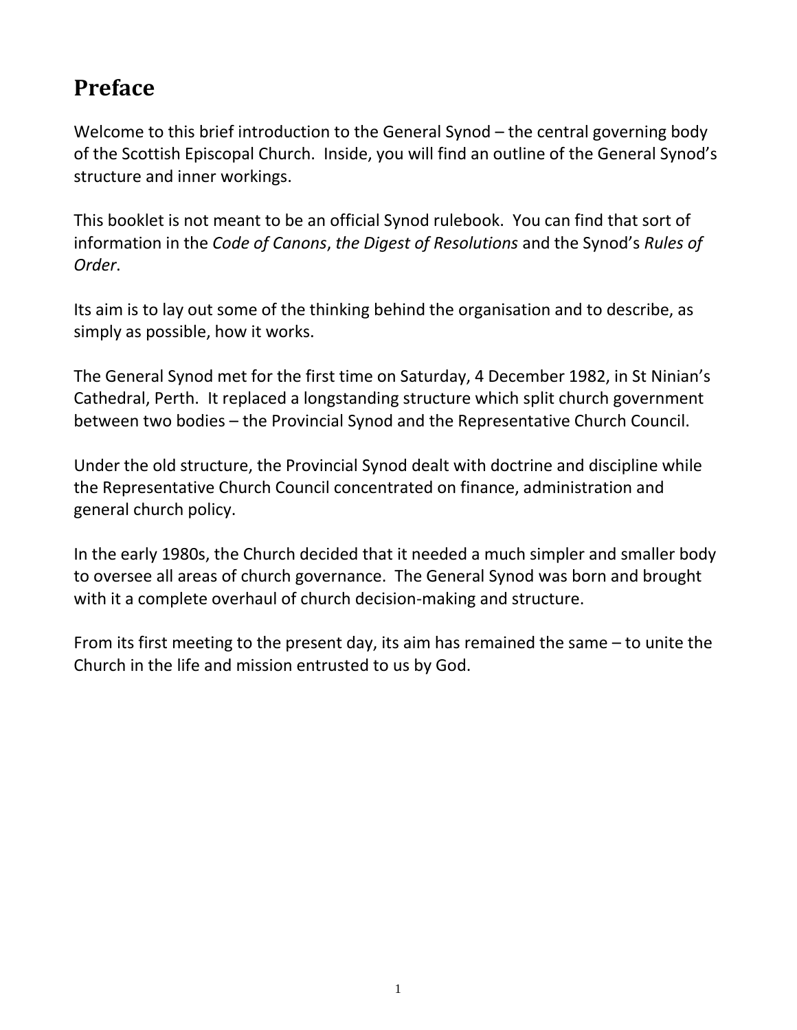# Preface

Welcome to this brief introduction to the General Synod – the central governing body of the Scottish Episcopal Church. Inside, you will find an outline of the General Synod's structure and inner workings.

This booklet is not meant to be an official Synod rulebook. You can find that sort of information in the *Code of Canons*, *the Digest of Resolutions* and the Synod's *Rules of Order*.

Its aim is to lay out some of the thinking behind the organisation and to describe, as simply as possible, how it works.

The General Synod met for the first time on Saturday, 4 December 1982, in St Ninian's Cathedral, Perth. It replaced a longstanding structure which split church government between two bodies – the Provincial Synod and the Representative Church Council.

Under the old structure, the Provincial Synod dealt with doctrine and discipline while the Representative Church Council concentrated on finance, administration and general church policy.

In the early 1980s, the Church decided that it needed a much simpler and smaller body to oversee all areas of church governance. The General Synod was born and brought with it a complete overhaul of church decision-making and structure.

From its first meeting to the present day, its aim has remained the same – to unite the Church in the life and mission entrusted to us by God.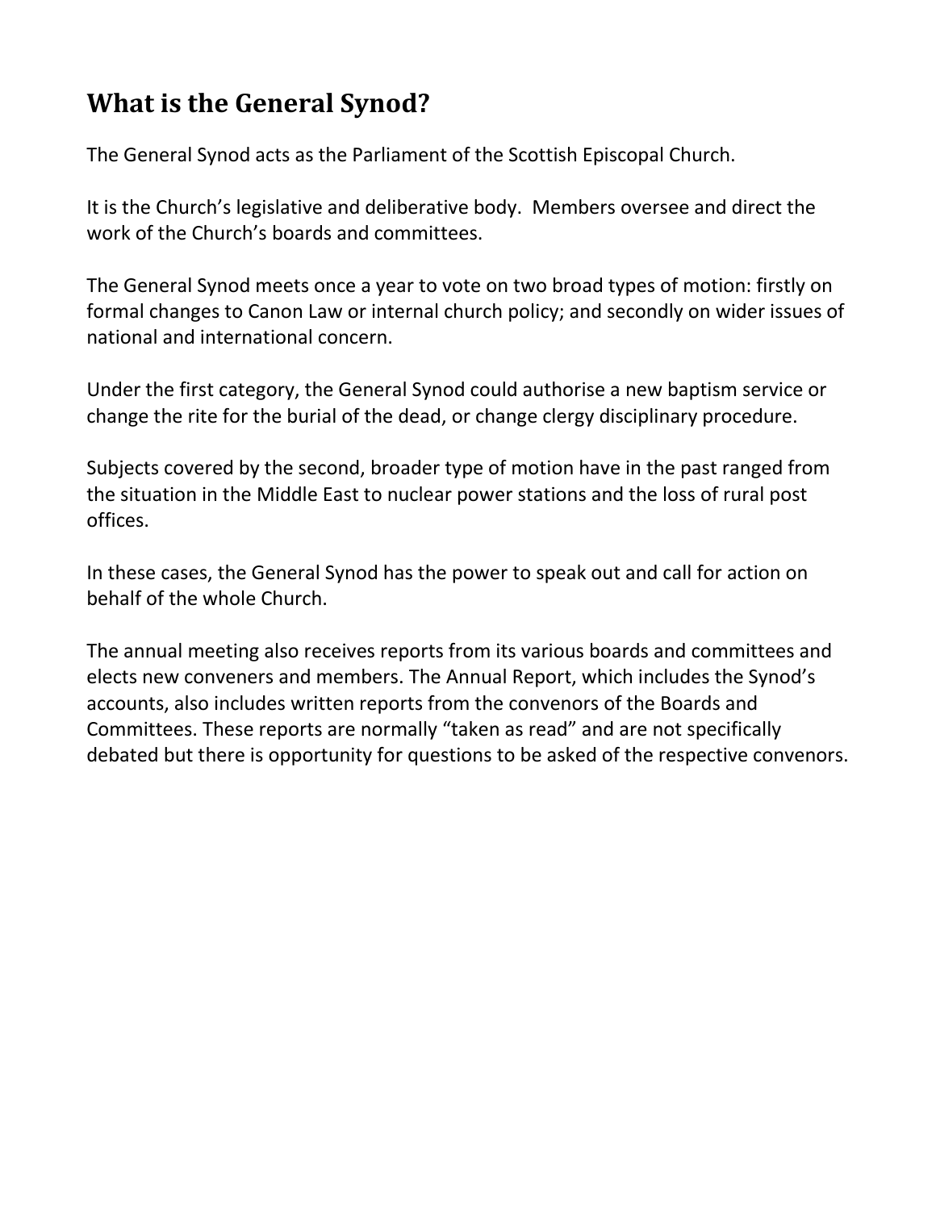## What is the General Synod?

The General Synod acts as the Parliament of the Scottish Episcopal Church.

It is the Church's legislative and deliberative body. Members oversee and direct the work of the Church's boards and committees.

The General Synod meets once a year to vote on two broad types of motion: firstly on formal changes to Canon Law or internal church policy; and secondly on wider issues of national and international concern.

Under the first category, the General Synod could authorise a new baptism service or change the rite for the burial of the dead, or change clergy disciplinary procedure.

Subjects covered by the second, broader type of motion have in the past ranged from the situation in the Middle East to nuclear power stations and the loss of rural post offices.

In these cases, the General Synod has the power to speak out and call for action on behalf of the whole Church.

The annual meeting also receives reports from its various boards and committees and elects new conveners and members. The Annual Report, which includes the Synod's accounts, also includes written reports from the convenors of the Boards and Committees. These reports are normally "taken as read" and are not specifically debated but there is opportunity for questions to be asked of the respective convenors.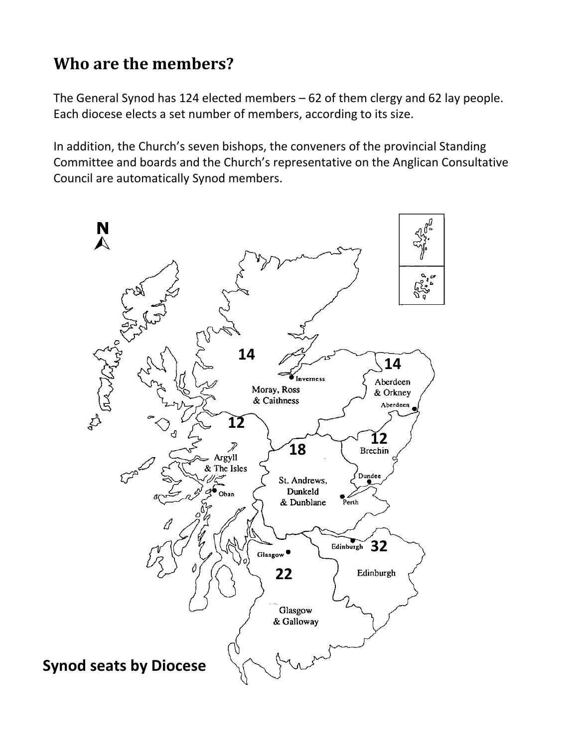## Who are the members?

The General Synod has 124 elected members – 62 of them clergy and 62 lay people. Each diocese elects a set number of members, according to its size.

In addition, the Church's seven bishops, the conveners of the provincial Standing Committee and boards and the Church's representative on the Anglican Consultative Council are automatically Synod members.

N

14

Moray, Ross & Caithness

Inverness

14

Aberdeen & Orkney

Aberdeen

12

Argyll & The Isles

Oban

18

St. Andrews, Dunkeld & Dunblane

Perth

12

Brechin

Dundee

Edinburgh

32

Edinburgh

Glasgow

22

Glasgow & Galloway

**Synod seats by Diocese**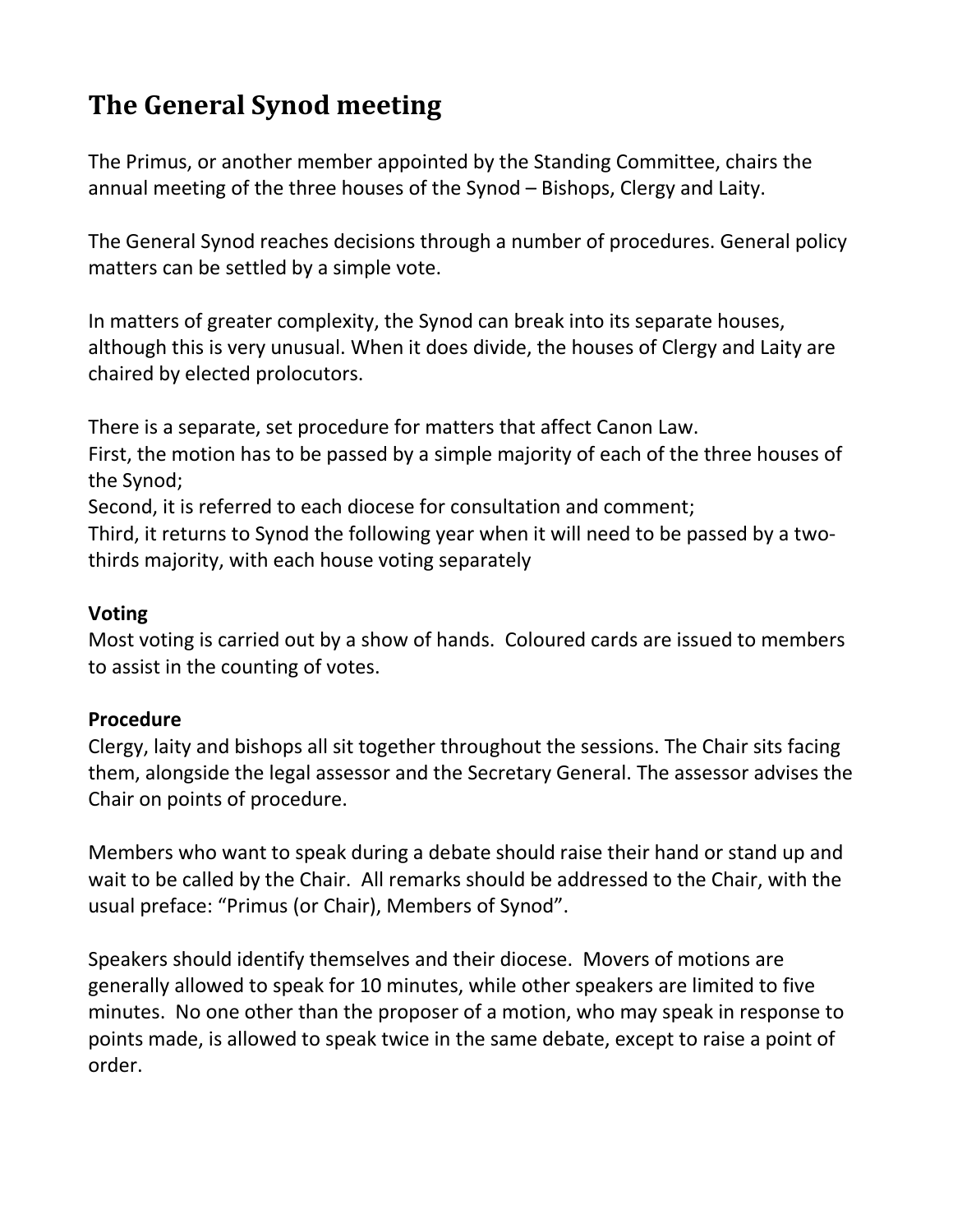## The General Synod meeting

The Primus, or another member appointed by the Standing Committee, chairs the annual meeting of the three houses of the Synod – Bishops, Clergy and Laity.

The General Synod reaches decisions through a number of procedures. General policy matters can be settled by a simple vote.

In matters of greater complexity, the Synod can break into its separate houses, although this is very unusual. When it does divide, the houses of Clergy and Laity are chaired by elected prolocutors.

There is a separate, set procedure for matters that affect Canon Law.
First, the motion has to be passed by a simple majority of each of the three houses of the Synod;
Second, it is referred to each diocese for consultation and comment;
Third, it returns to Synod the following year when it will need to be passed by a two-thirds majority, with each house voting separately

**Voting**
Most voting is carried out by a show of hands. Coloured cards are issued to members to assist in the counting of votes.

**Procedure**
Clergy, laity and bishops all sit together throughout the sessions. The Chair sits facing them, alongside the legal assessor and the Secretary General. The assessor advises the Chair on points of procedure.

Members who want to speak during a debate should raise their hand or stand up and wait to be called by the Chair. All remarks should be addressed to the Chair, with the usual preface: "Primus (or Chair), Members of Synod".

Speakers should identify themselves and their diocese. Movers of motions are generally allowed to speak for 10 minutes, while other speakers are limited to five minutes. No one other than the proposer of a motion, who may speak in response to points made, is allowed to speak twice in the same debate, except to raise a point of order.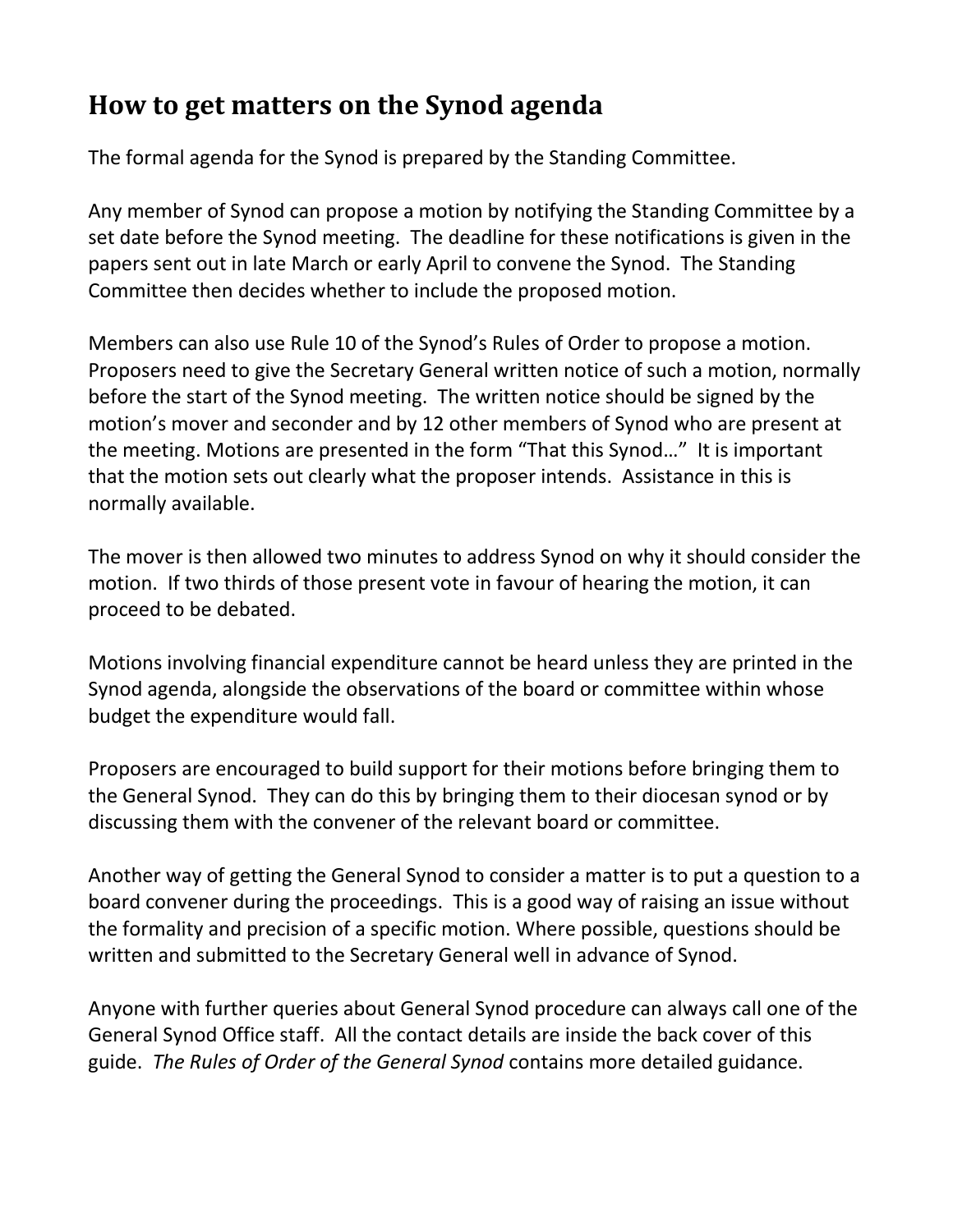## How to get matters on the Synod agenda

The formal agenda for the Synod is prepared by the Standing Committee.

Any member of Synod can propose a motion by notifying the Standing Committee by a set date before the Synod meeting. The deadline for these notifications is given in the papers sent out in late March or early April to convene the Synod. The Standing Committee then decides whether to include the proposed motion.

Members can also use Rule 10 of the Synod's Rules of Order to propose a motion. Proposers need to give the Secretary General written notice of such a motion, normally before the start of the Synod meeting. The written notice should be signed by the motion's mover and seconder and by 12 other members of Synod who are present at the meeting. Motions are presented in the form "That this Synod…" It is important that the motion sets out clearly what the proposer intends. Assistance in this is normally available.

The mover is then allowed two minutes to address Synod on why it should consider the motion. If two thirds of those present vote in favour of hearing the motion, it can proceed to be debated.

Motions involving financial expenditure cannot be heard unless they are printed in the Synod agenda, alongside the observations of the board or committee within whose budget the expenditure would fall.

Proposers are encouraged to build support for their motions before bringing them to the General Synod. They can do this by bringing them to their diocesan synod or by discussing them with the convener of the relevant board or committee.

Another way of getting the General Synod to consider a matter is to put a question to a board convener during the proceedings. This is a good way of raising an issue without the formality and precision of a specific motion. Where possible, questions should be written and submitted to the Secretary General well in advance of Synod.

Anyone with further queries about General Synod procedure can always call one of the General Synod Office staff. All the contact details are inside the back cover of this guide. *The Rules of Order of the General Synod* contains more detailed guidance.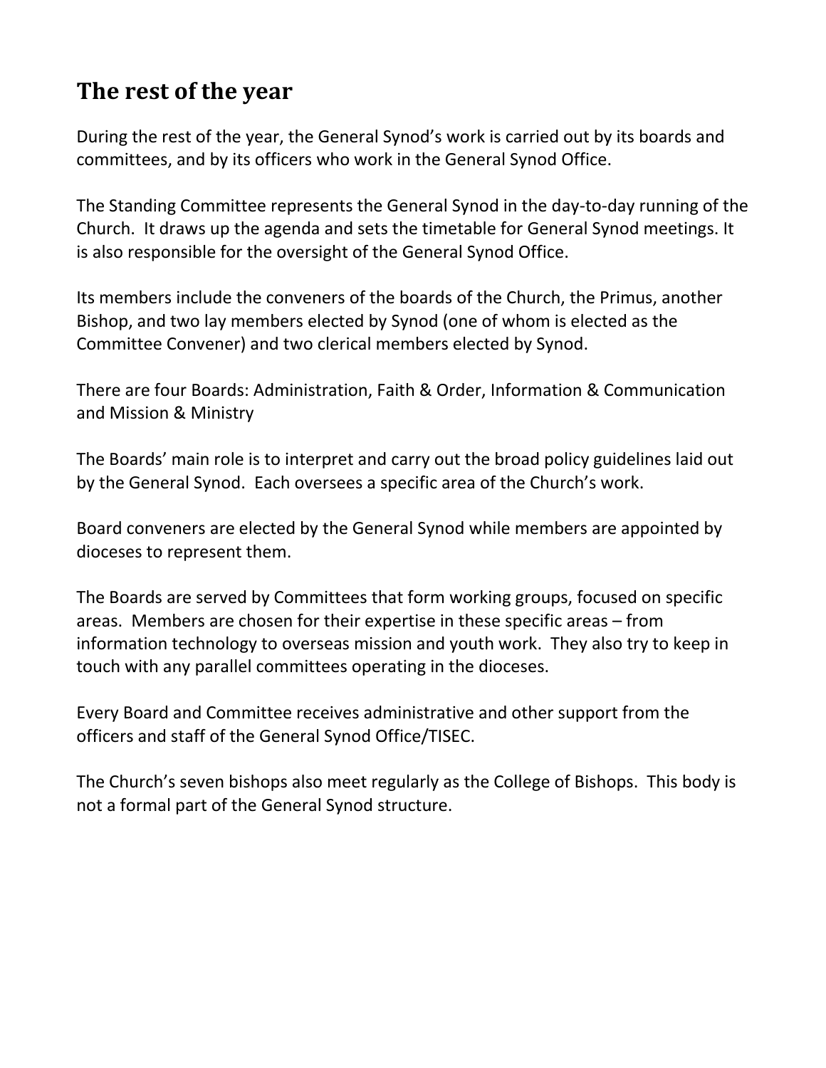## The rest of the year

During the rest of the year, the General Synod's work is carried out by its boards and committees, and by its officers who work in the General Synod Office.

The Standing Committee represents the General Synod in the day-to-day running of the Church. It draws up the agenda and sets the timetable for General Synod meetings. It is also responsible for the oversight of the General Synod Office.

Its members include the conveners of the boards of the Church, the Primus, another Bishop, and two lay members elected by Synod (one of whom is elected as the Committee Convener) and two clerical members elected by Synod.

There are four Boards: Administration, Faith & Order, Information & Communication and Mission & Ministry

The Boards' main role is to interpret and carry out the broad policy guidelines laid out by the General Synod. Each oversees a specific area of the Church's work.

Board conveners are elected by the General Synod while members are appointed by dioceses to represent them.

The Boards are served by Committees that form working groups, focused on specific areas. Members are chosen for their expertise in these specific areas – from information technology to overseas mission and youth work. They also try to keep in touch with any parallel committees operating in the dioceses.

Every Board and Committee receives administrative and other support from the officers and staff of the General Synod Office/TISEC.

The Church's seven bishops also meet regularly as the College of Bishops. This body is not a formal part of the General Synod structure.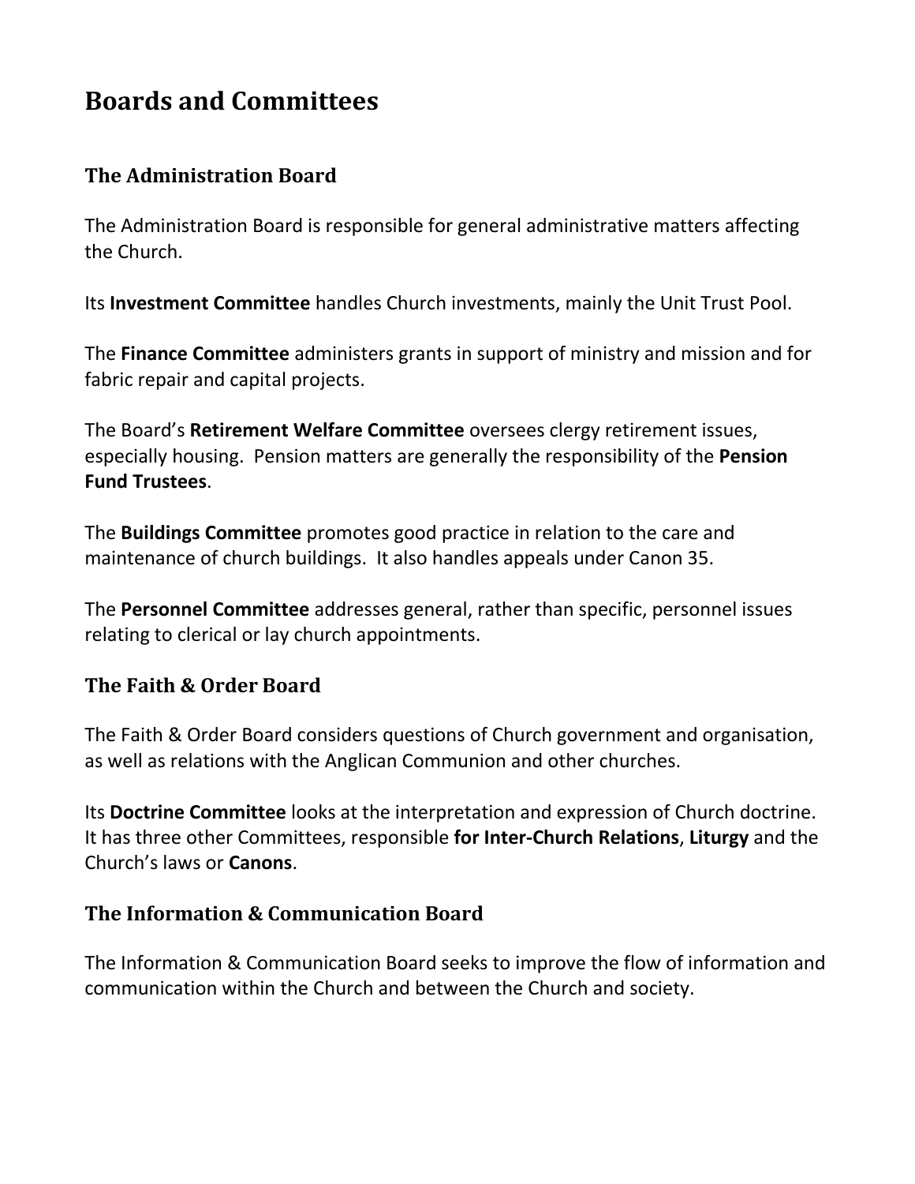# Boards and Committees

## The Administration Board

The Administration Board is responsible for general administrative matters affecting the Church.

Its **Investment Committee** handles Church investments, mainly the Unit Trust Pool.

The **Finance Committee** administers grants in support of ministry and mission and for fabric repair and capital projects.

The Board's **Retirement Welfare Committee** oversees clergy retirement issues, especially housing. Pension matters are generally the responsibility of the **Pension Fund Trustees**.

The **Buildings Committee** promotes good practice in relation to the care and maintenance of church buildings. It also handles appeals under Canon 35.

The **Personnel Committee** addresses general, rather than specific, personnel issues relating to clerical or lay church appointments.

## The Faith & Order Board

The Faith & Order Board considers questions of Church government and organisation, as well as relations with the Anglican Communion and other churches.

Its **Doctrine Committee** looks at the interpretation and expression of Church doctrine. It has three other Committees, responsible **for Inter-Church Relations**, **Liturgy** and the Church's laws or **Canons**.

## The Information & Communication Board

The Information & Communication Board seeks to improve the flow of information and communication within the Church and between the Church and society.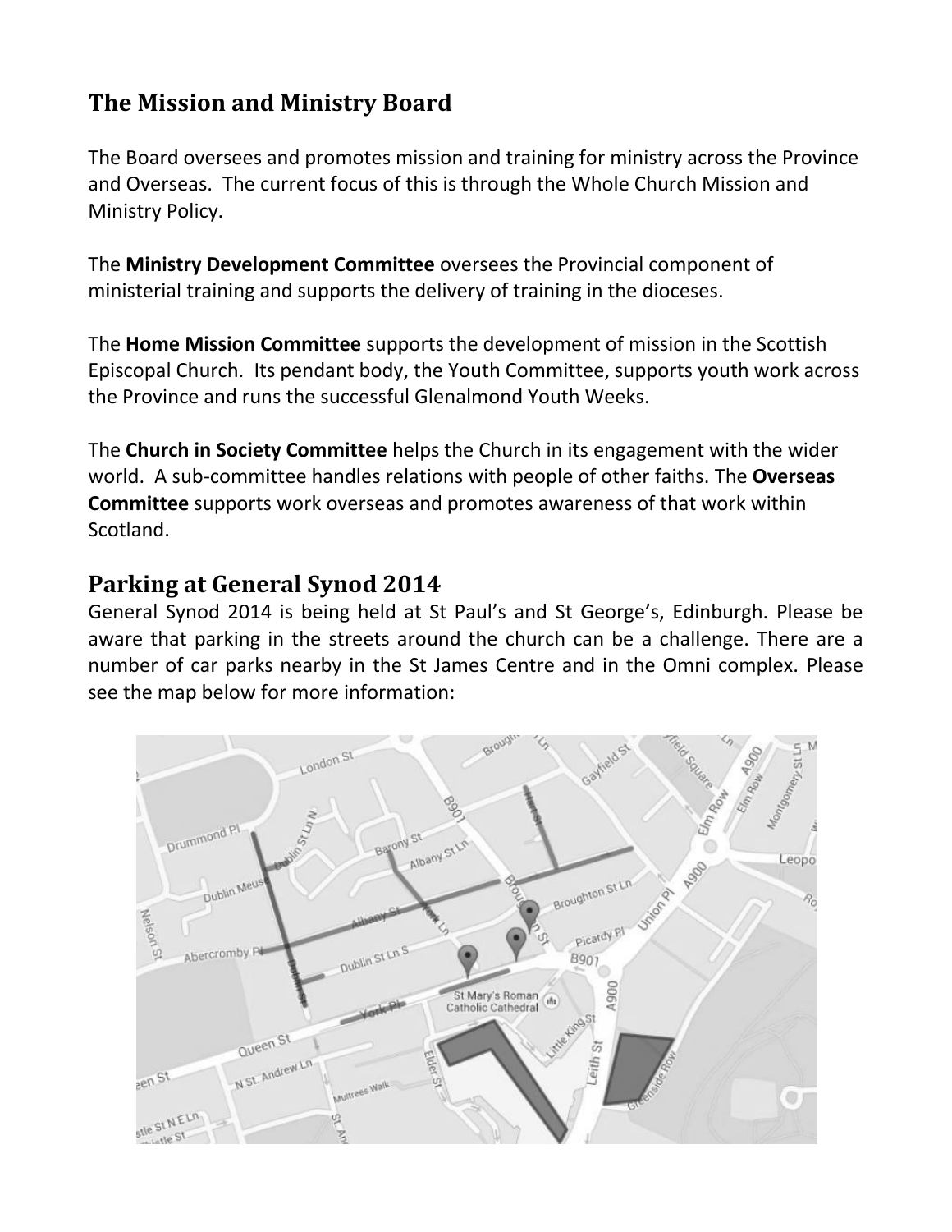## The Mission and Ministry Board

The Board oversees and promotes mission and training for ministry across the Province and Overseas. The current focus of this is through the Whole Church Mission and Ministry Policy.

The **Ministry Development Committee** oversees the Provincial component of ministerial training and supports the delivery of training in the dioceses.

The **Home Mission Committee** supports the development of mission in the Scottish Episcopal Church. Its pendant body, the Youth Committee, supports youth work across the Province and runs the successful Glenalmond Youth Weeks.

The **Church in Society Committee** helps the Church in its engagement with the wider world. A sub-committee handles relations with people of other faiths. The **Overseas Committee** supports work overseas and promotes awareness of that work within Scotland.

## Parking at General Synod 2014

General Synod 2014 is being held at St Paul's and St George's, Edinburgh. Please be aware that parking in the streets around the church can be a challenge. There are a number of car parks nearby in the St James Centre and in the Omni complex. Please see the map below for more information: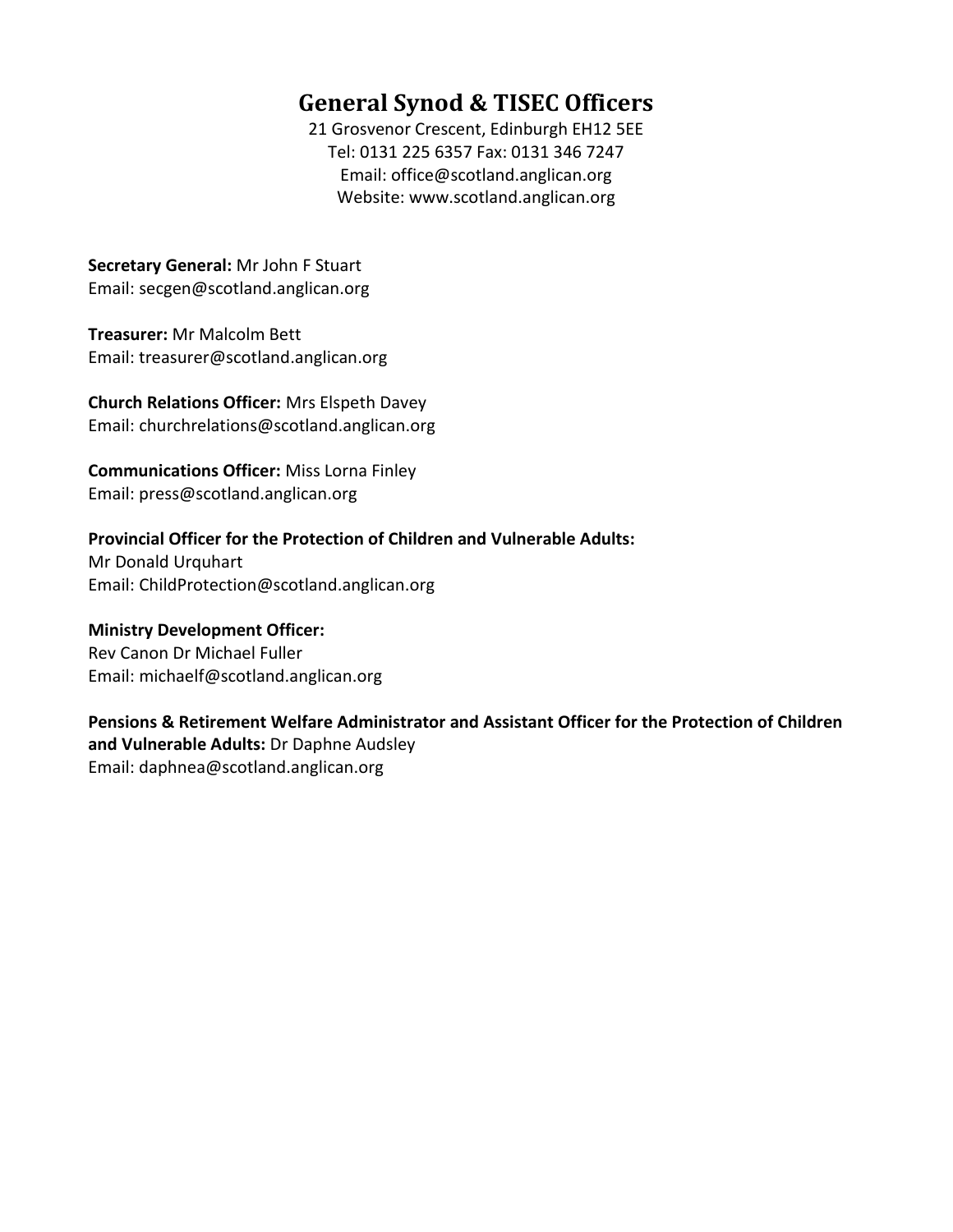# General Synod & TISEC Officers

21 Grosvenor Crescent, Edinburgh EH12 5EE
Tel: 0131 225 6357 Fax: 0131 346 7247
Email: office@scotland.anglican.org
Website: www.scotland.anglican.org

**Secretary General:** Mr John F Stuart
Email: secgen@scotland.anglican.org

**Treasurer:** Mr Malcolm Bett
Email: treasurer@scotland.anglican.org

**Church Relations Officer:** Mrs Elspeth Davey
Email: churchrelations@scotland.anglican.org

**Communications Officer:** Miss Lorna Finley
Email: press@scotland.anglican.org

**Provincial Officer for the Protection of Children and Vulnerable Adults:**
Mr Donald Urquhart
Email: ChildProtection@scotland.anglican.org

**Ministry Development Officer:**
Rev Canon Dr Michael Fuller
Email: michaelf@scotland.anglican.org

**Pensions & Retirement Welfare Administrator and Assistant Officer for the Protection of Children and Vulnerable Adults:** Dr Daphne Audsley
Email: daphnea@scotland.anglican.org